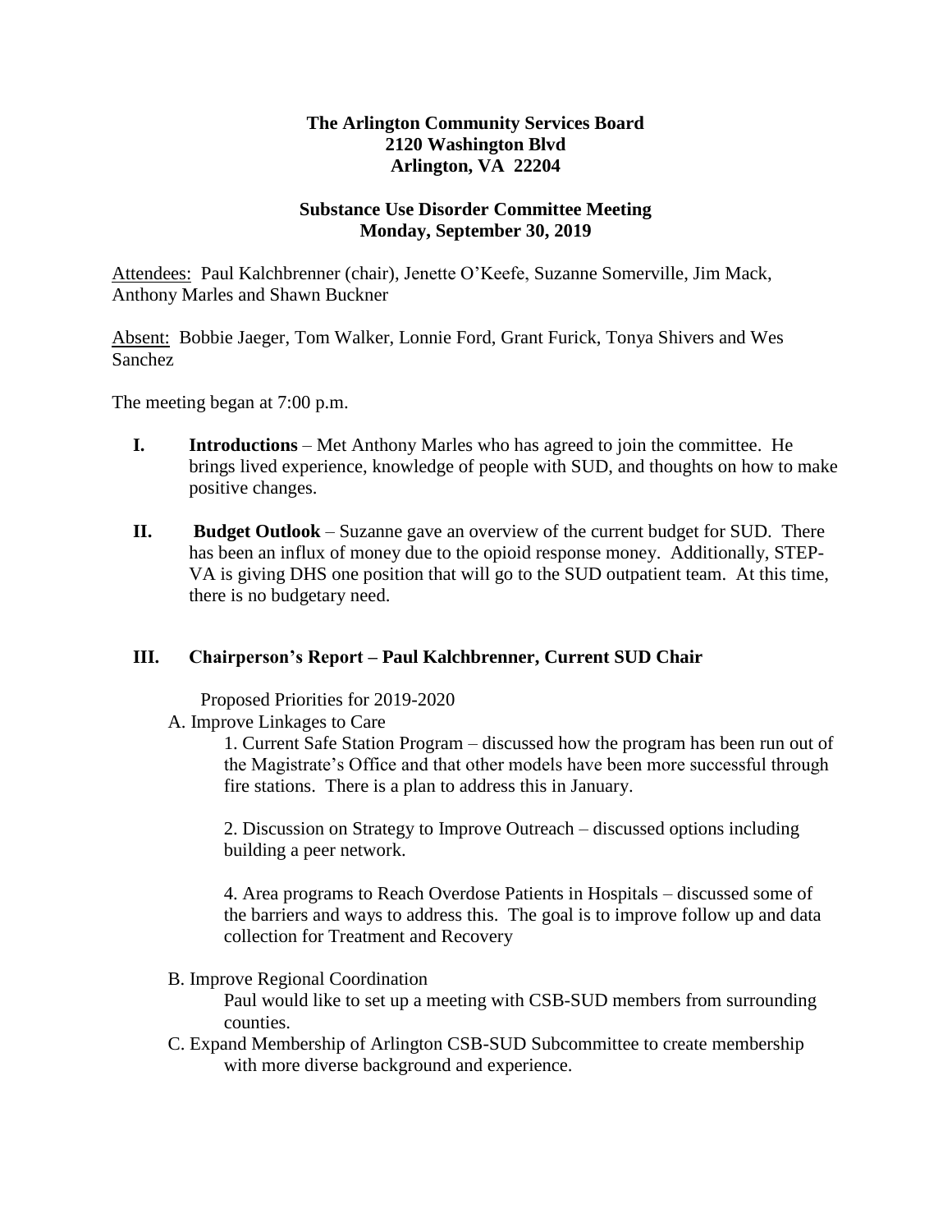**The Arlington Community Services Board**
**2120 Washington Blvd**
**Arlington, VA 22204**

**Substance Use Disorder Committee Meeting**
**Monday, September 30, 2019**

Attendees: Paul Kalchbrenner (chair), Jenette O'Keefe, Suzanne Somerville, Jim Mack, Anthony Marles and Shawn Buckner

Absent: Bobbie Jaeger, Tom Walker, Lonnie Ford, Grant Furick, Tonya Shivers and Wes Sanchez

The meeting began at 7:00 p.m.

**I. Introductions** – Met Anthony Marles who has agreed to join the committee. He brings lived experience, knowledge of people with SUD, and thoughts on how to make positive changes.

**II. Budget Outlook** – Suzanne gave an overview of the current budget for SUD. There has been an influx of money due to the opioid response money. Additionally, STEP-VA is giving DHS one position that will go to the SUD outpatient team. At this time, there is no budgetary need.

**III. Chairperson's Report – Paul Kalchbrenner, Current SUD Chair**

Proposed Priorities for 2019-2020

A. Improve Linkages to Care

1. Current Safe Station Program – discussed how the program has been run out of the Magistrate's Office and that other models have been more successful through fire stations. There is a plan to address this in January.

2. Discussion on Strategy to Improve Outreach – discussed options including building a peer network.

4. Area programs to Reach Overdose Patients in Hospitals – discussed some of the barriers and ways to address this. The goal is to improve follow up and data collection for Treatment and Recovery

B. Improve Regional Coordination

Paul would like to set up a meeting with CSB-SUD members from surrounding counties.

C. Expand Membership of Arlington CSB-SUD Subcommittee to create membership with more diverse background and experience.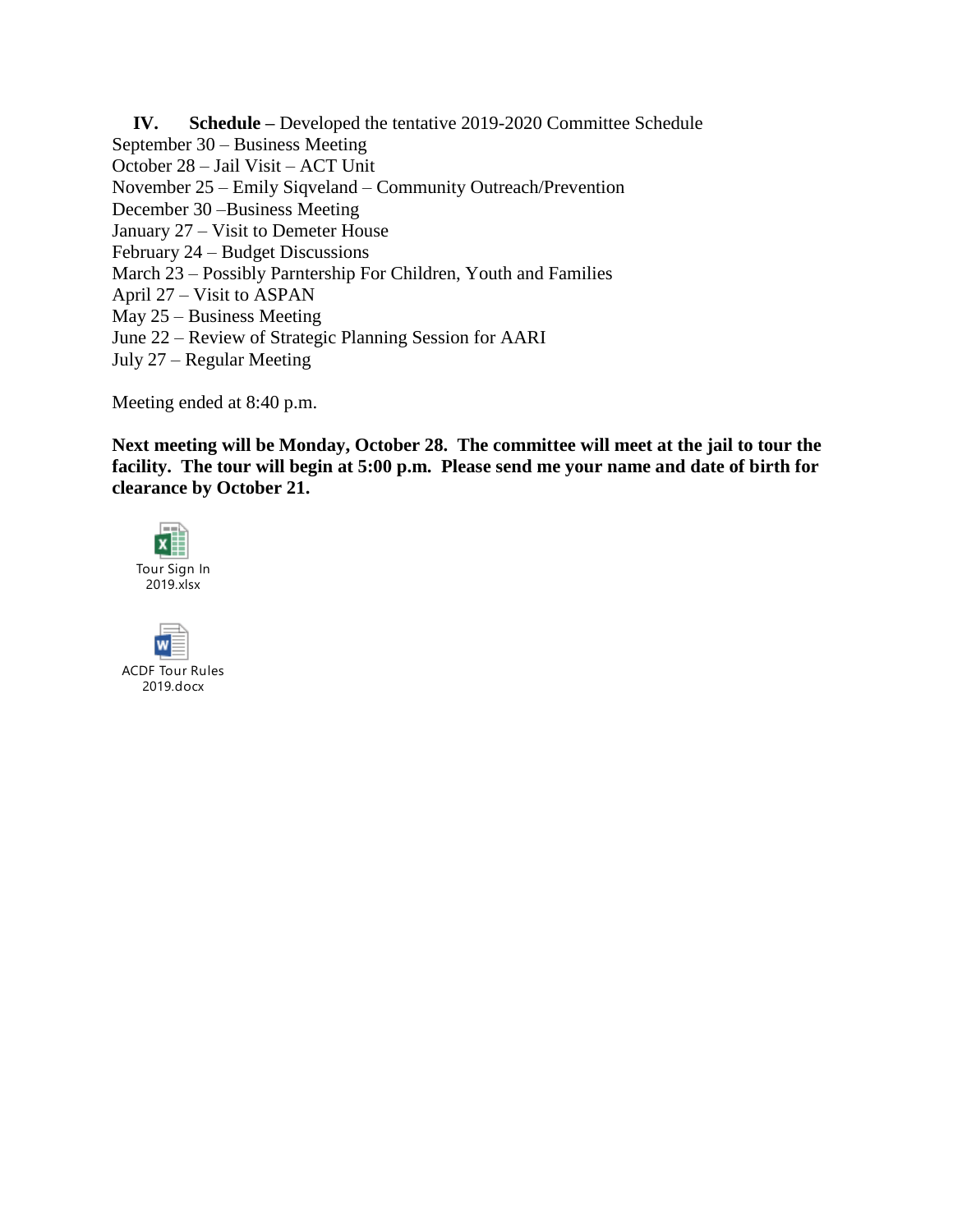**IV. Schedule –** Developed the tentative 2019-2020 Committee Schedule

September 30 – Business Meeting
October 28 – Jail Visit – ACT Unit
November 25 – Emily Siqveland – Community Outreach/Prevention
December 30 –Business Meeting
January 27 – Visit to Demeter House
February 24 – Budget Discussions
March 23 – Possibly Parntership For Children, Youth and Families
April 27 – Visit to ASPAN
May 25 – Business Meeting
June 22 – Review of Strategic Planning Session for AARI
July 27 – Regular Meeting

Meeting ended at 8:40 p.m.

**Next meeting will be Monday, October 28. The committee will meet at the jail to tour the facility. The tour will begin at 5:00 p.m. Please send me your name and date of birth for clearance by October 21.**

Tour Sign In 2019.xlsx

ACDF Tour Rules 2019.docx